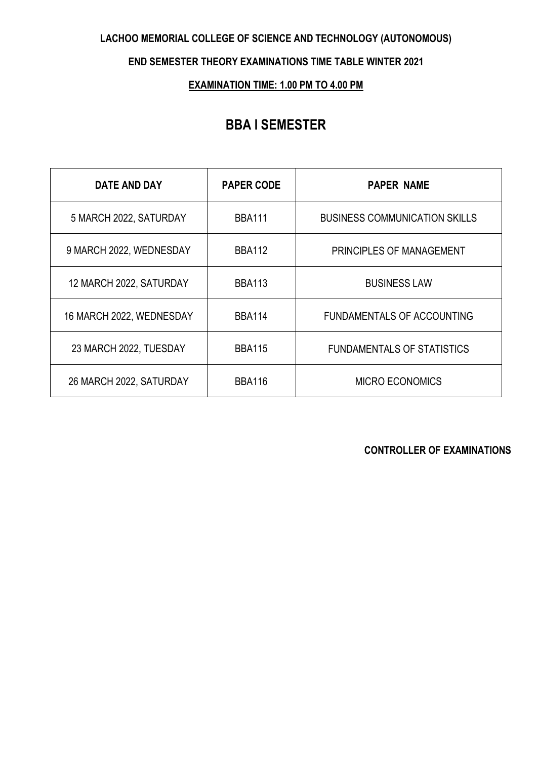**LACHOO MEMORIAL COLLEGE OF SCIENCE AND TECHNOLOGY (AUTONOMOUS)**

**END SEMESTER THEORY EXAMINATIONS TIME TABLE WINTER 2021**

**EXAMINATION TIME: 1.00 PM TO 4.00 PM**

# BBA I SEMESTER

| DATE AND DAY | PAPER CODE | PAPER NAME |
| --- | --- | --- |
| 5 MARCH 2022, SATURDAY | BBA111 | BUSINESS COMMUNICATION SKILLS |
| 9 MARCH 2022, WEDNESDAY | BBA112 | PRINCIPLES OF MANAGEMENT |
| 12 MARCH 2022, SATURDAY | BBA113 | BUSINESS LAW |
| 16 MARCH 2022, WEDNESDAY | BBA114 | FUNDAMENTALS OF ACCOUNTING |
| 23 MARCH 2022, TUESDAY | BBA115 | FUNDAMENTALS OF STATISTICS |
| 26 MARCH 2022, SATURDAY | BBA116 | MICRO ECONOMICS |

**CONTROLLER OF EXAMINATIONS**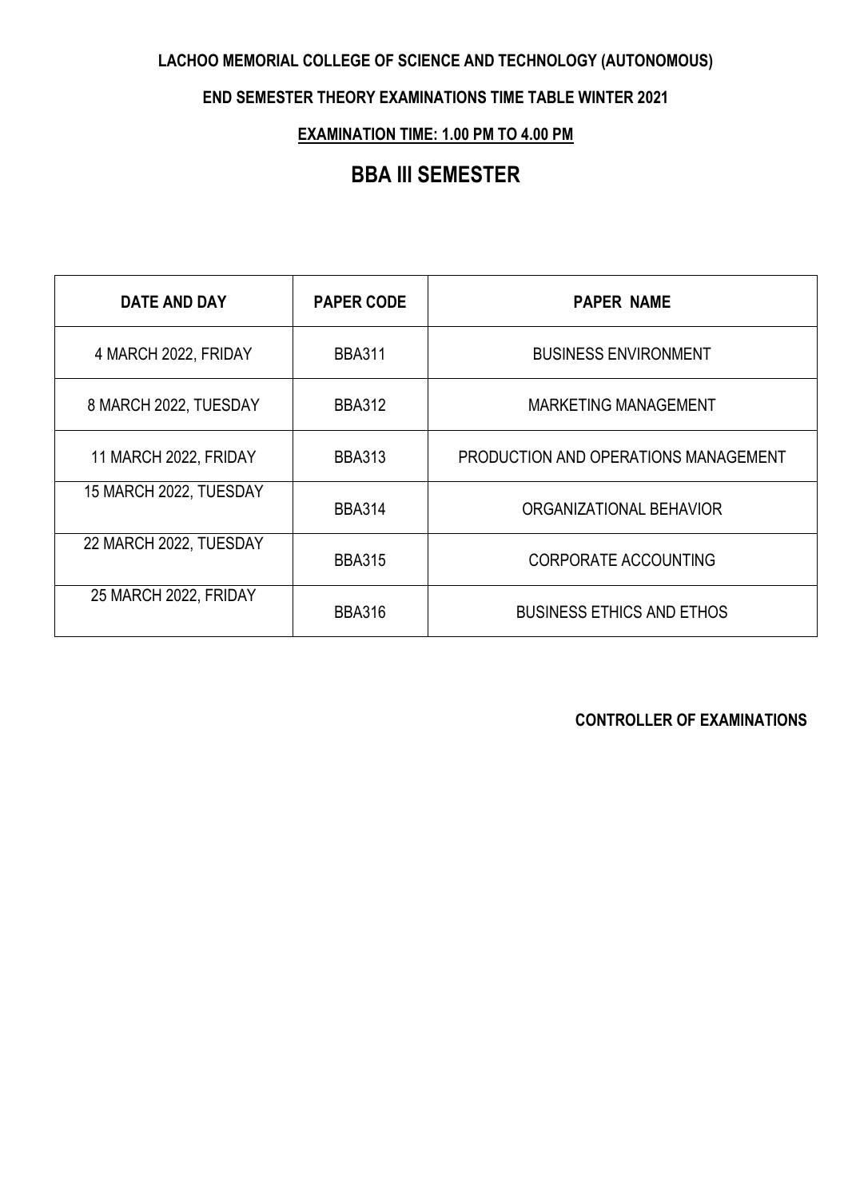**LACHOO MEMORIAL COLLEGE OF SCIENCE AND TECHNOLOGY (AUTONOMOUS)**

**END SEMESTER THEORY EXAMINATIONS TIME TABLE WINTER 2021**

**EXAMINATION TIME: 1.00 PM TO 4.00 PM**

# BBA III SEMESTER

| DATE AND DAY | PAPER CODE | PAPER NAME |
|---|---|---|
| 4 MARCH 2022, FRIDAY | BBA311 | BUSINESS ENVIRONMENT |
| 8 MARCH 2022, TUESDAY | BBA312 | MARKETING MANAGEMENT |
| 11 MARCH 2022, FRIDAY | BBA313 | PRODUCTION AND OPERATIONS MANAGEMENT |
| 15 MARCH 2022, TUESDAY | BBA314 | ORGANIZATIONAL BEHAVIOR |
| 22 MARCH 2022, TUESDAY | BBA315 | CORPORATE ACCOUNTING |
| 25 MARCH 2022, FRIDAY | BBA316 | BUSINESS ETHICS AND ETHOS |

**CONTROLLER OF EXAMINATIONS**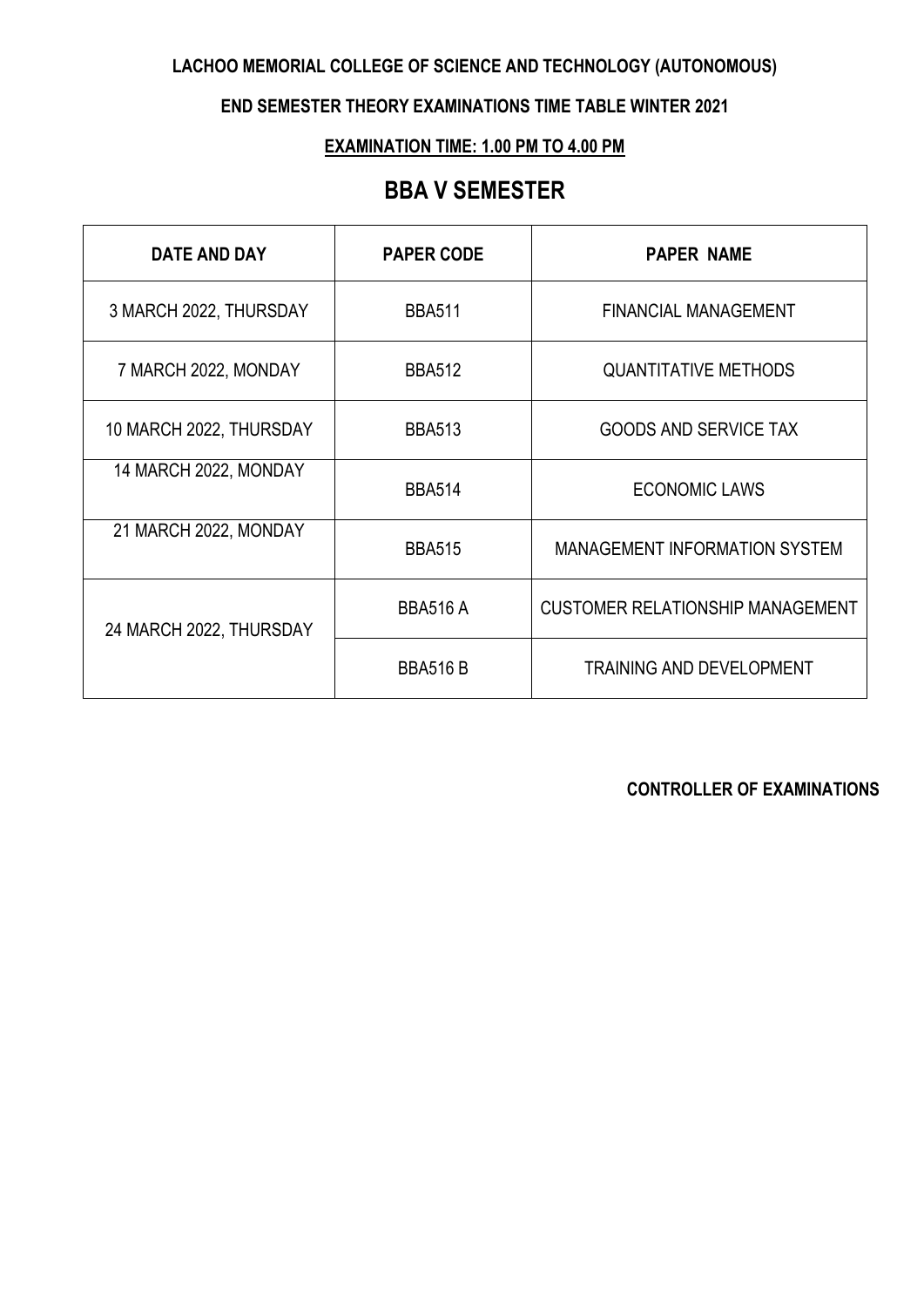**LACHOO MEMORIAL COLLEGE OF SCIENCE AND TECHNOLOGY (AUTONOMOUS)**

**END SEMESTER THEORY EXAMINATIONS TIME TABLE WINTER 2021**

**EXAMINATION TIME: 1.00 PM TO 4.00 PM**

# BBA V SEMESTER

| DATE AND DAY | PAPER CODE | PAPER NAME |
|---|---|---|
| 3 MARCH 2022, THURSDAY | BBA511 | FINANCIAL MANAGEMENT |
| 7 MARCH 2022, MONDAY | BBA512 | QUANTITATIVE METHODS |
| 10 MARCH 2022, THURSDAY | BBA513 | GOODS AND SERVICE TAX |
| 14 MARCH 2022, MONDAY | BBA514 | ECONOMIC LAWS |
| 21 MARCH 2022, MONDAY | BBA515 | MANAGEMENT INFORMATION SYSTEM |
| 24 MARCH 2022, THURSDAY | BBA516 A | CUSTOMER RELATIONSHIP MANAGEMENT |
| | BBA516 B | TRAINING AND DEVELOPMENT |

**CONTROLLER OF EXAMINATIONS**